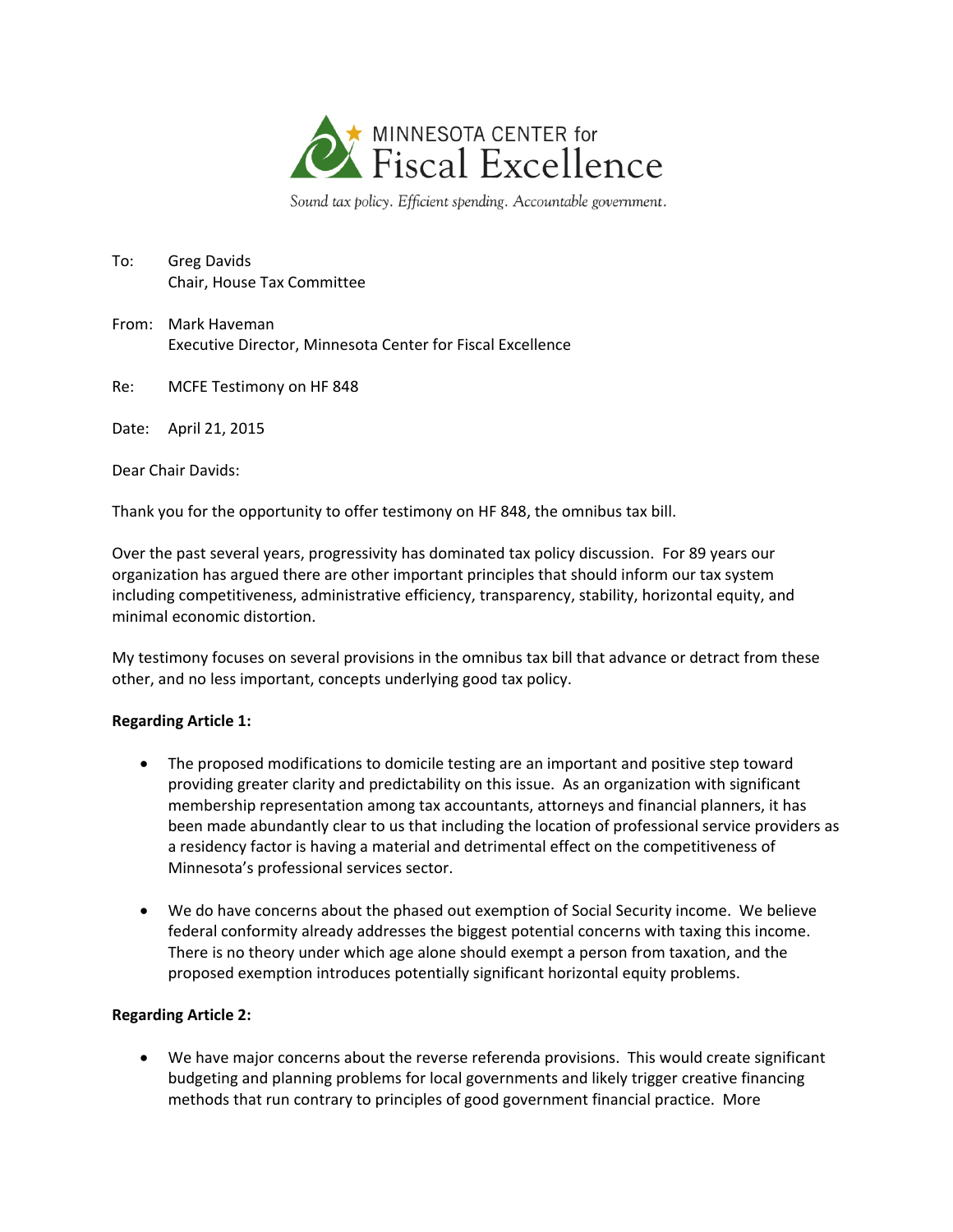MINNESOTA CENTER for
Fiscal Excellence

*Sound tax policy. Efficient spending. Accountable government.*

To: Greg Davids
Chair, House Tax Committee

From: Mark Haveman
Executive Director, Minnesota Center for Fiscal Excellence

Re: MCFE Testimony on HF 848

Date: April 21, 2015

Dear Chair Davids:

Thank you for the opportunity to offer testimony on HF 848, the omnibus tax bill.

Over the past several years, progressivity has dominated tax policy discussion. For 89 years our organization has argued there are other important principles that should inform our tax system including competitiveness, administrative efficiency, transparency, stability, horizontal equity, and minimal economic distortion.

My testimony focuses on several provisions in the omnibus tax bill that advance or detract from these other, and no less important, concepts underlying good tax policy.

**Regarding Article 1:**

- The proposed modifications to domicile testing are an important and positive step toward providing greater clarity and predictability on this issue. As an organization with significant membership representation among tax accountants, attorneys and financial planners, it has been made abundantly clear to us that including the location of professional service providers as a residency factor is having a material and detrimental effect on the competitiveness of Minnesota's professional services sector.

- We do have concerns about the phased out exemption of Social Security income. We believe federal conformity already addresses the biggest potential concerns with taxing this income. There is no theory under which age alone should exempt a person from taxation, and the proposed exemption introduces potentially significant horizontal equity problems.

**Regarding Article 2:**

- We have major concerns about the reverse referenda provisions. This would create significant budgeting and planning problems for local governments and likely trigger creative financing methods that run contrary to principles of good government financial practice. More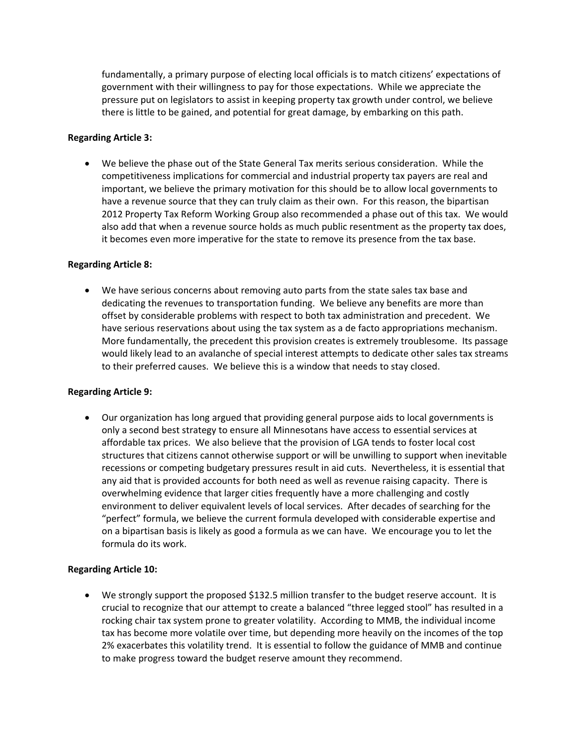fundamentally, a primary purpose of electing local officials is to match citizens' expectations of government with their willingness to pay for those expectations. While we appreciate the pressure put on legislators to assist in keeping property tax growth under control, we believe there is little to be gained, and potential for great damage, by embarking on this path.

**Regarding Article 3:**

- We believe the phase out of the State General Tax merits serious consideration. While the competitiveness implications for commercial and industrial property tax payers are real and important, we believe the primary motivation for this should be to allow local governments to have a revenue source that they can truly claim as their own. For this reason, the bipartisan 2012 Property Tax Reform Working Group also recommended a phase out of this tax. We would also add that when a revenue source holds as much public resentment as the property tax does, it becomes even more imperative for the state to remove its presence from the tax base.

**Regarding Article 8:**

- We have serious concerns about removing auto parts from the state sales tax base and dedicating the revenues to transportation funding. We believe any benefits are more than offset by considerable problems with respect to both tax administration and precedent. We have serious reservations about using the tax system as a de facto appropriations mechanism. More fundamentally, the precedent this provision creates is extremely troublesome. Its passage would likely lead to an avalanche of special interest attempts to dedicate other sales tax streams to their preferred causes. We believe this is a window that needs to stay closed.

**Regarding Article 9:**

- Our organization has long argued that providing general purpose aids to local governments is only a second best strategy to ensure all Minnesotans have access to essential services at affordable tax prices. We also believe that the provision of LGA tends to foster local cost structures that citizens cannot otherwise support or will be unwilling to support when inevitable recessions or competing budgetary pressures result in aid cuts. Nevertheless, it is essential that any aid that is provided accounts for both need as well as revenue raising capacity. There is overwhelming evidence that larger cities frequently have a more challenging and costly environment to deliver equivalent levels of local services. After decades of searching for the "perfect" formula, we believe the current formula developed with considerable expertise and on a bipartisan basis is likely as good a formula as we can have. We encourage you to let the formula do its work.

**Regarding Article 10:**

- We strongly support the proposed $132.5 million transfer to the budget reserve account. It is crucial to recognize that our attempt to create a balanced "three legged stool" has resulted in a rocking chair tax system prone to greater volatility. According to MMB, the individual income tax has become more volatile over time, but depending more heavily on the incomes of the top 2% exacerbates this volatility trend. It is essential to follow the guidance of MMB and continue to make progress toward the budget reserve amount they recommend.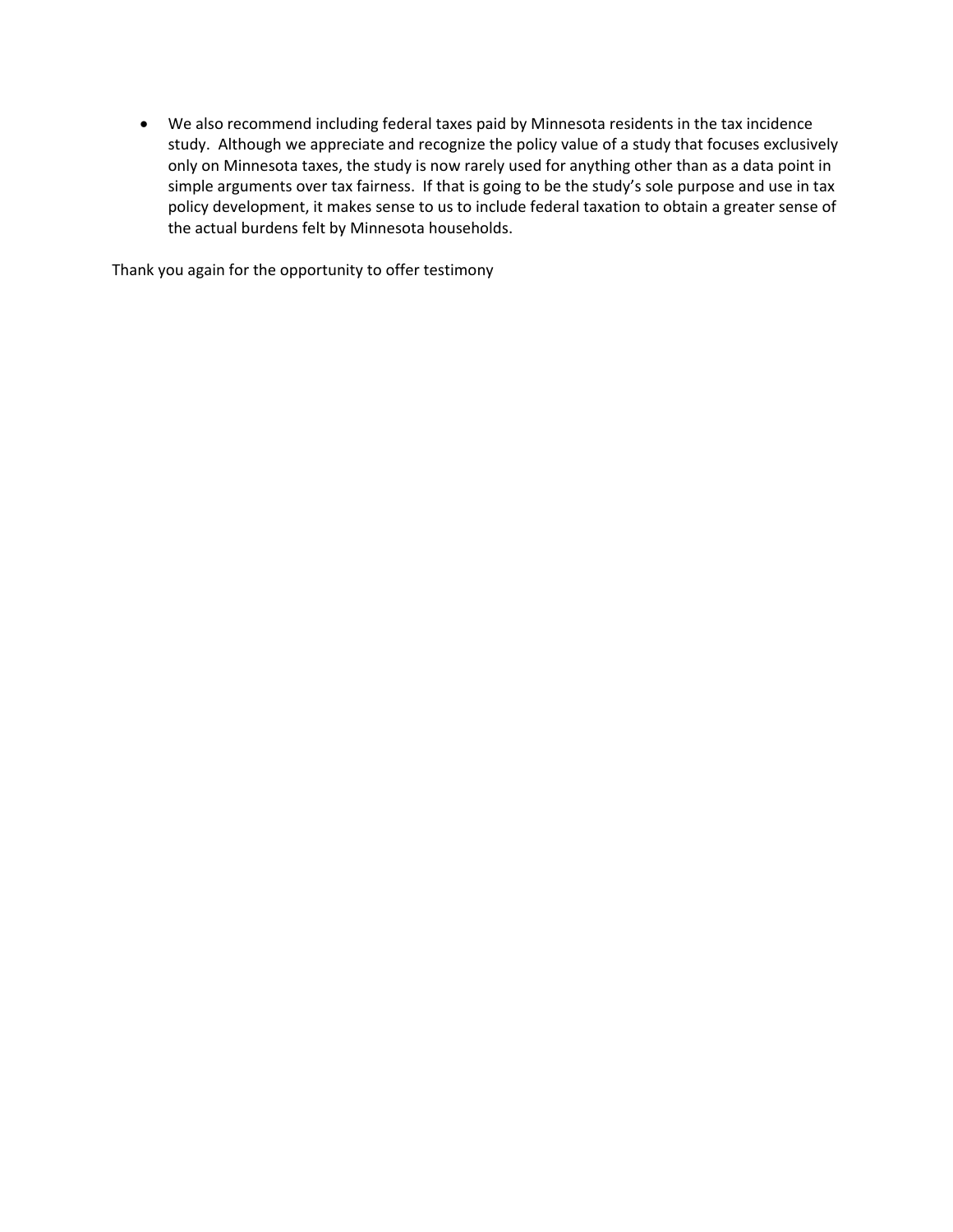- We also recommend including federal taxes paid by Minnesota residents in the tax incidence study. Although we appreciate and recognize the policy value of a study that focuses exclusively only on Minnesota taxes, the study is now rarely used for anything other than as a data point in simple arguments over tax fairness. If that is going to be the study's sole purpose and use in tax policy development, it makes sense to us to include federal taxation to obtain a greater sense of the actual burdens felt by Minnesota households.

Thank you again for the opportunity to offer testimony